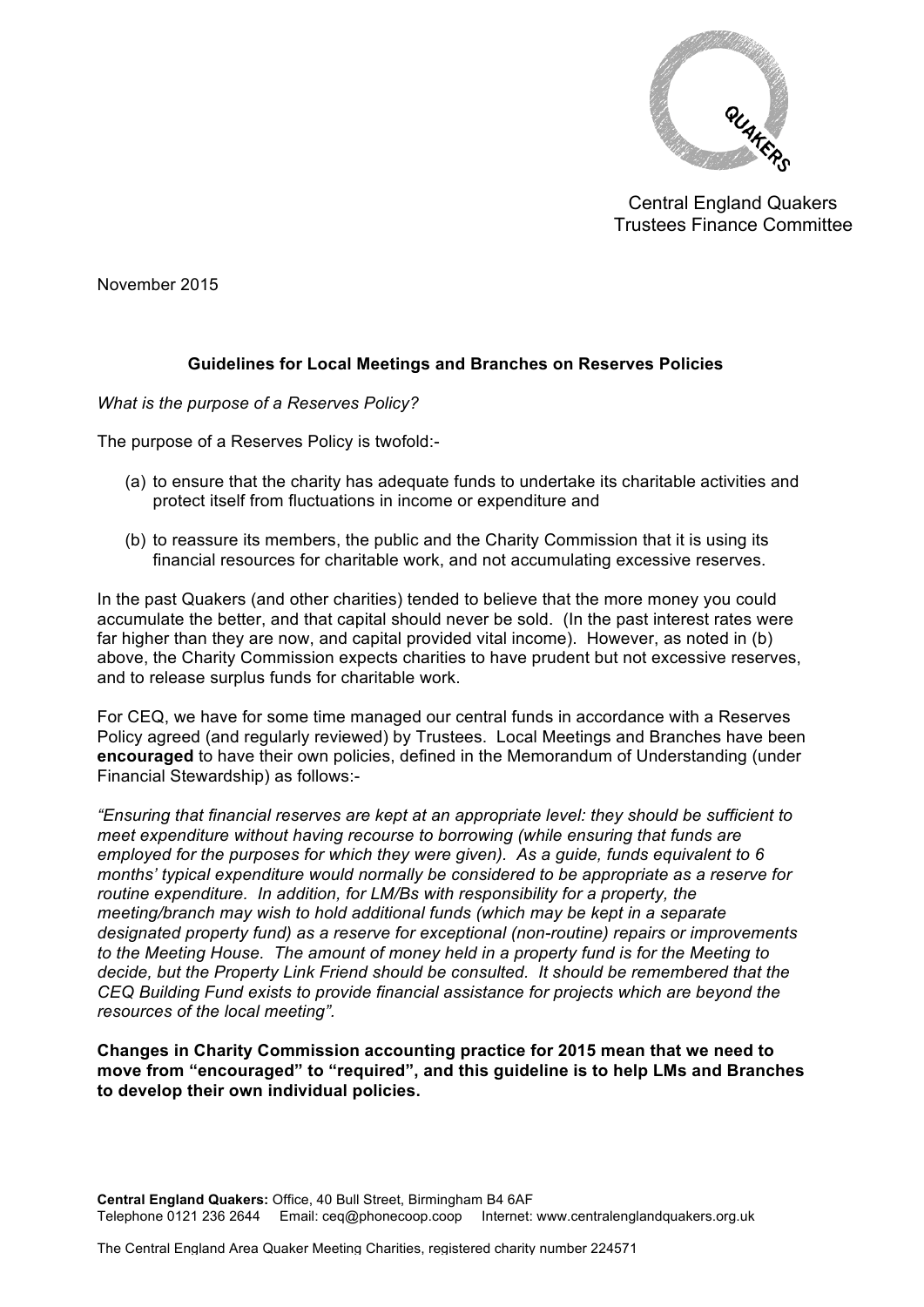Central England Quakers
Trustees Finance Committee

November 2015

## Guidelines for Local Meetings and Branches on Reserves Policies

*What is the purpose of a Reserves Policy?*

The purpose of a Reserves Policy is twofold:-

(a) to ensure that the charity has adequate funds to undertake its charitable activities and protect itself from fluctuations in income or expenditure and

(b) to reassure its members, the public and the Charity Commission that it is using its financial resources for charitable work, and not accumulating excessive reserves.

In the past Quakers (and other charities) tended to believe that the more money you could accumulate the better, and that capital should never be sold. (In the past interest rates were far higher than they are now, and capital provided vital income). However, as noted in (b) above, the Charity Commission expects charities to have prudent but not excessive reserves, and to release surplus funds for charitable work.

For CEQ, we have for some time managed our central funds in accordance with a Reserves Policy agreed (and regularly reviewed) by Trustees. Local Meetings and Branches have been **encouraged** to have their own policies, defined in the Memorandum of Understanding (under Financial Stewardship) as follows:-

*"Ensuring that financial reserves are kept at an appropriate level: they should be sufficient to meet expenditure without having recourse to borrowing (while ensuring that funds are employed for the purposes for which they were given). As a guide, funds equivalent to 6 months' typical expenditure would normally be considered to be appropriate as a reserve for routine expenditure. In addition, for LM/Bs with responsibility for a property, the meeting/branch may wish to hold additional funds (which may be kept in a separate designated property fund) as a reserve for exceptional (non-routine) repairs or improvements to the Meeting House. The amount of money held in a property fund is for the Meeting to decide, but the Property Link Friend should be consulted. It should be remembered that the CEQ Building Fund exists to provide financial assistance for projects which are beyond the resources of the local meeting".*

**Changes in Charity Commission accounting practice for 2015 mean that we need to move from "encouraged" to "required", and this guideline is to help LMs and Branches to develop their own individual policies.**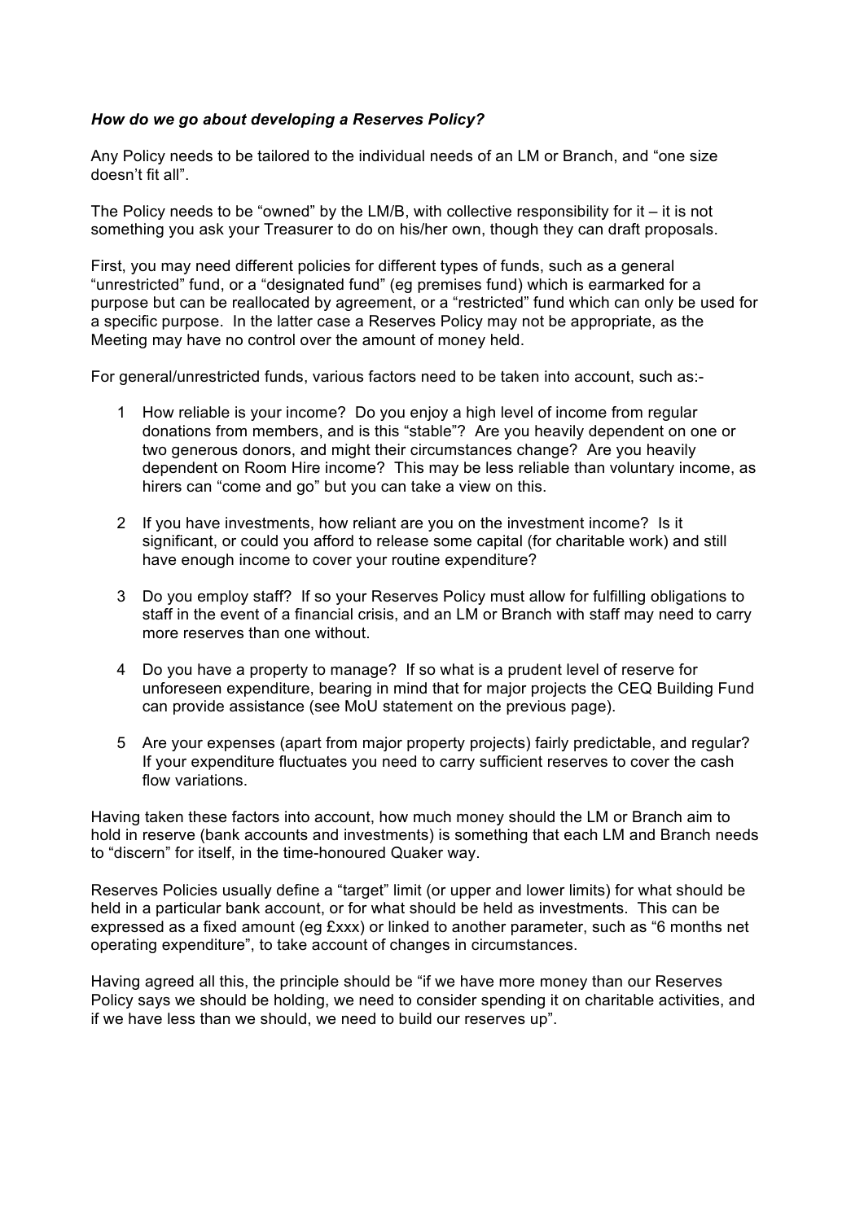***How do we go about developing a Reserves Policy?***

Any Policy needs to be tailored to the individual needs of an LM or Branch, and "one size doesn't fit all".

The Policy needs to be "owned" by the LM/B, with collective responsibility for it – it is not something you ask your Treasurer to do on his/her own, though they can draft proposals.

First, you may need different policies for different types of funds, such as a general "unrestricted" fund, or a "designated fund" (eg premises fund) which is earmarked for a purpose but can be reallocated by agreement, or a "restricted" fund which can only be used for a specific purpose. In the latter case a Reserves Policy may not be appropriate, as the Meeting may have no control over the amount of money held.

For general/unrestricted funds, various factors need to be taken into account, such as:-

1. How reliable is your income? Do you enjoy a high level of income from regular donations from members, and is this "stable"? Are you heavily dependent on one or two generous donors, and might their circumstances change? Are you heavily dependent on Room Hire income? This may be less reliable than voluntary income, as hirers can "come and go" but you can take a view on this.

2. If you have investments, how reliant are you on the investment income? Is it significant, or could you afford to release some capital (for charitable work) and still have enough income to cover your routine expenditure?

3. Do you employ staff? If so your Reserves Policy must allow for fulfilling obligations to staff in the event of a financial crisis, and an LM or Branch with staff may need to carry more reserves than one without.

4. Do you have a property to manage? If so what is a prudent level of reserve for unforeseen expenditure, bearing in mind that for major projects the CEQ Building Fund can provide assistance (see MoU statement on the previous page).

5. Are your expenses (apart from major property projects) fairly predictable, and regular? If your expenditure fluctuates you need to carry sufficient reserves to cover the cash flow variations.

Having taken these factors into account, how much money should the LM or Branch aim to hold in reserve (bank accounts and investments) is something that each LM and Branch needs to "discern" for itself, in the time-honoured Quaker way.

Reserves Policies usually define a "target" limit (or upper and lower limits) for what should be held in a particular bank account, or for what should be held as investments. This can be expressed as a fixed amount (eg £xxx) or linked to another parameter, such as "6 months net operating expenditure", to take account of changes in circumstances.

Having agreed all this, the principle should be "if we have more money than our Reserves Policy says we should be holding, we need to consider spending it on charitable activities, and if we have less than we should, we need to build our reserves up".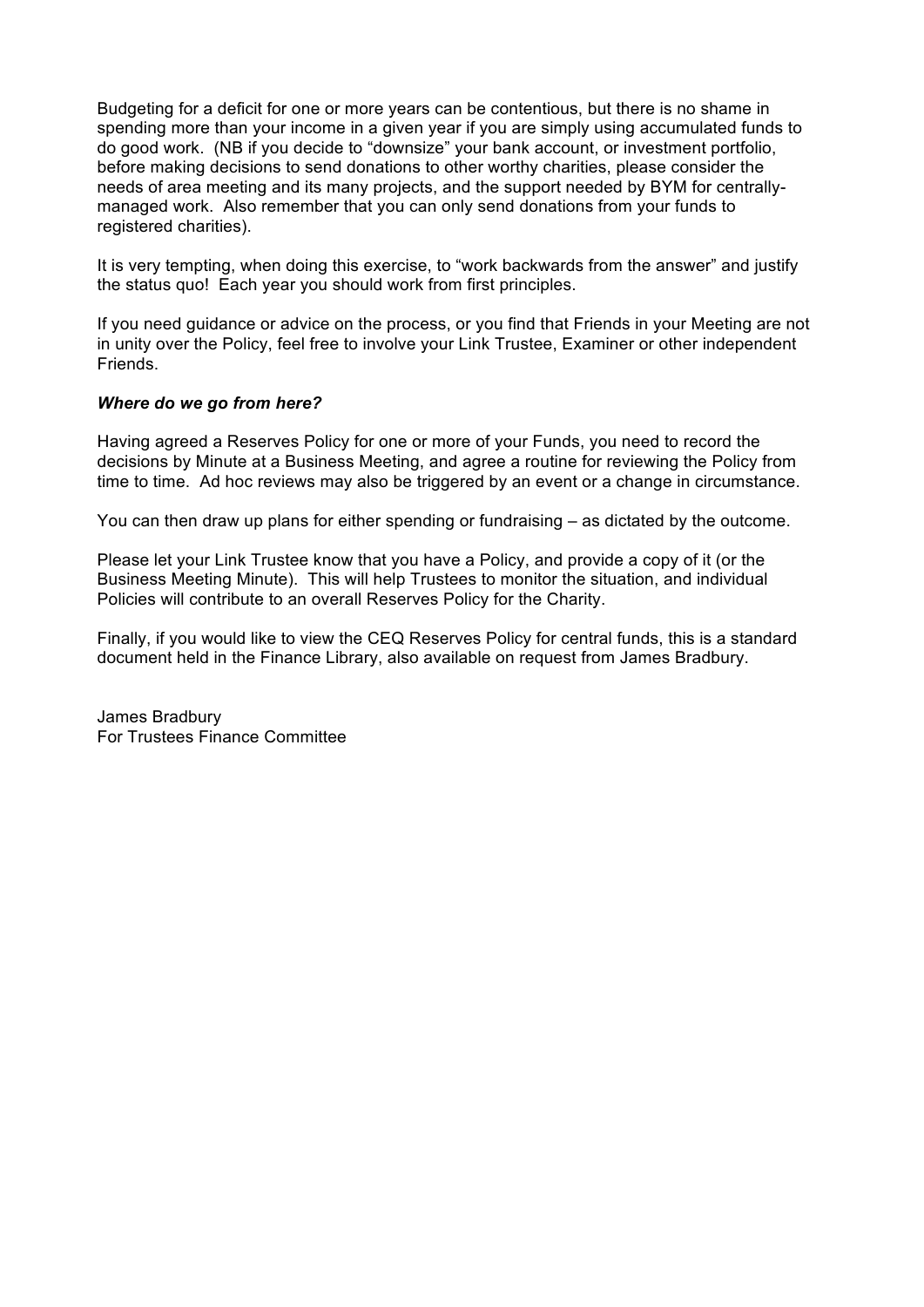Budgeting for a deficit for one or more years can be contentious, but there is no shame in spending more than your income in a given year if you are simply using accumulated funds to do good work. (NB if you decide to "downsize" your bank account, or investment portfolio, before making decisions to send donations to other worthy charities, please consider the needs of area meeting and its many projects, and the support needed by BYM for centrally-managed work. Also remember that you can only send donations from your funds to registered charities).

It is very tempting, when doing this exercise, to "work backwards from the answer" and justify the status quo! Each year you should work from first principles.

If you need guidance or advice on the process, or you find that Friends in your Meeting are not in unity over the Policy, feel free to involve your Link Trustee, Examiner or other independent Friends.

***Where do we go from here?***

Having agreed a Reserves Policy for one or more of your Funds, you need to record the decisions by Minute at a Business Meeting, and agree a routine for reviewing the Policy from time to time. Ad hoc reviews may also be triggered by an event or a change in circumstance.

You can then draw up plans for either spending or fundraising – as dictated by the outcome.

Please let your Link Trustee know that you have a Policy, and provide a copy of it (or the Business Meeting Minute). This will help Trustees to monitor the situation, and individual Policies will contribute to an overall Reserves Policy for the Charity.

Finally, if you would like to view the CEQ Reserves Policy for central funds, this is a standard document held in the Finance Library, also available on request from James Bradbury.

James Bradbury
For Trustees Finance Committee